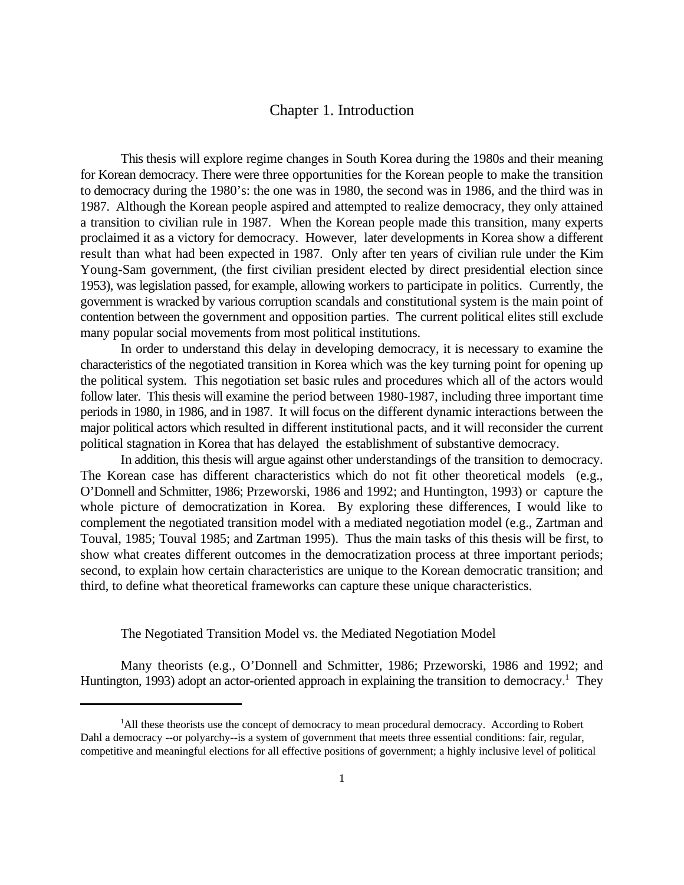# Chapter 1. Introduction

This thesis will explore regime changes in South Korea during the 1980s and their meaning for Korean democracy. There were three opportunities for the Korean people to make the transition to democracy during the 1980's: the one was in 1980, the second was in 1986, and the third was in 1987. Although the Korean people aspired and attempted to realize democracy, they only attained a transition to civilian rule in 1987. When the Korean people made this transition, many experts proclaimed it as a victory for democracy. However, later developments in Korea show a different result than what had been expected in 1987. Only after ten years of civilian rule under the Kim Young-Sam government, (the first civilian president elected by direct presidential election since 1953), was legislation passed, for example, allowing workers to participate in politics. Currently, the government is wracked by various corruption scandals and constitutional system is the main point of contention between the government and opposition parties. The current political elites still exclude many popular social movements from most political institutions.

In order to understand this delay in developing democracy, it is necessary to examine the characteristics of the negotiated transition in Korea which was the key turning point for opening up the political system. This negotiation set basic rules and procedures which all of the actors would follow later. This thesis will examine the period between 1980-1987, including three important time periods in 1980, in 1986, and in 1987. It will focus on the different dynamic interactions between the major political actors which resulted in different institutional pacts, and it will reconsider the current political stagnation in Korea that has delayed the establishment of substantive democracy.

In addition, this thesis will argue against other understandings of the transition to democracy. The Korean case has different characteristics which do not fit other theoretical models (e.g., O'Donnell and Schmitter, 1986; Przeworski, 1986 and 1992; and Huntington, 1993) or capture the whole picture of democratization in Korea. By exploring these differences, I would like to complement the negotiated transition model with a mediated negotiation model (e.g., Zartman and Touval, 1985; Touval 1985; and Zartman 1995). Thus the main tasks of this thesis will be first, to show what creates different outcomes in the democratization process at three important periods; second, to explain how certain characteristics are unique to the Korean democratic transition; and third, to define what theoretical frameworks can capture these unique characteristics.

## The Negotiated Transition Model vs. the Mediated Negotiation Model

Many theorists (e.g., O'Donnell and Schmitter, 1986; Przeworski, 1986 and 1992; and Huntington, 1993) adopt an actor-oriented approach in explaining the transition to democracy.[1] They

[1]All these theorists use the concept of democracy to mean procedural democracy. According to Robert Dahl a democracy --or polyarchy--is a system of government that meets three essential conditions: fair, regular, competitive and meaningful elections for all effective positions of government; a highly inclusive level of political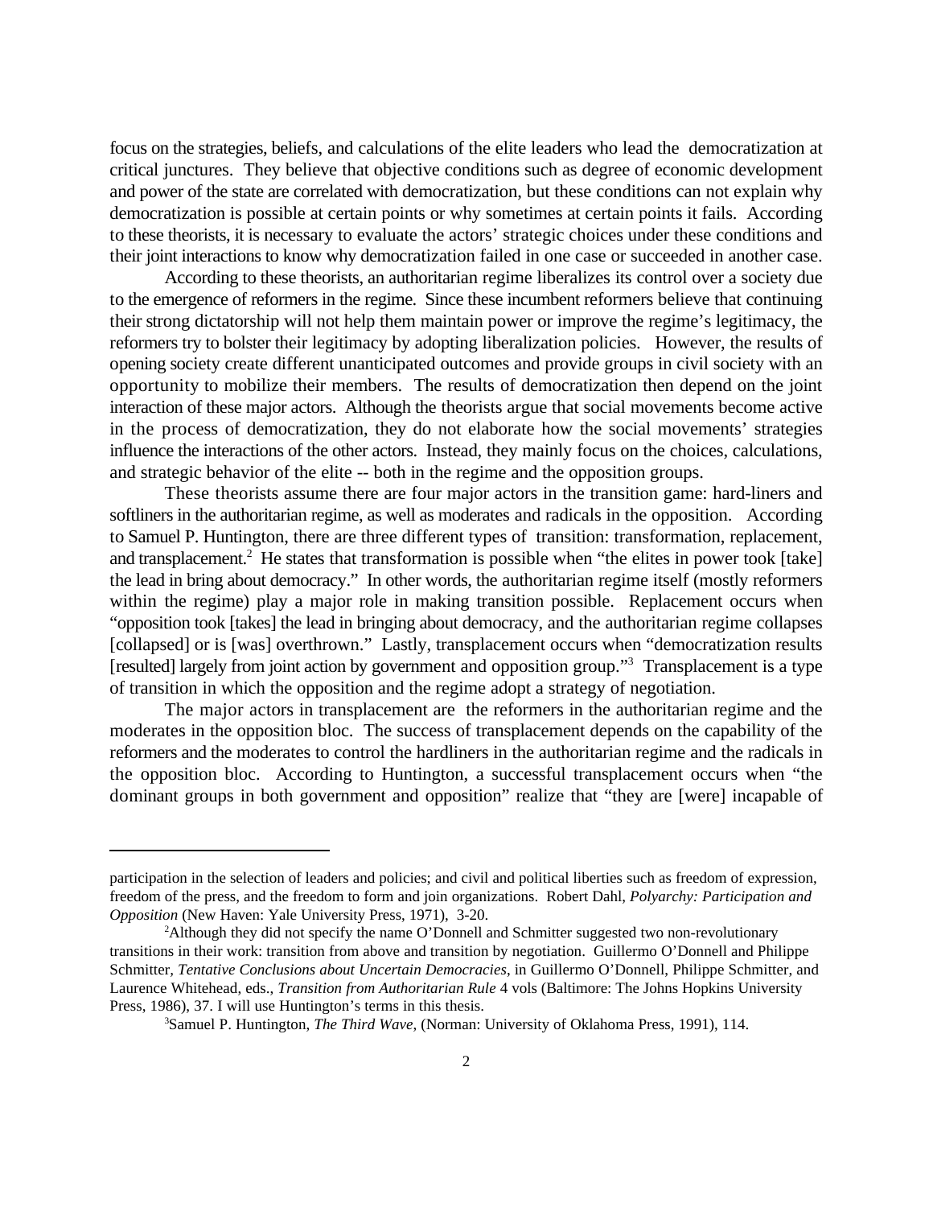focus on the strategies, beliefs, and calculations of the elite leaders who lead the democratization at critical junctures. They believe that objective conditions such as degree of economic development and power of the state are correlated with democratization, but these conditions can not explain why democratization is possible at certain points or why sometimes at certain points it fails. According to these theorists, it is necessary to evaluate the actors' strategic choices under these conditions and their joint interactions to know why democratization failed in one case or succeeded in another case.

According to these theorists, an authoritarian regime liberalizes its control over a society due to the emergence of reformers in the regime. Since these incumbent reformers believe that continuing their strong dictatorship will not help them maintain power or improve the regime's legitimacy, the reformers try to bolster their legitimacy by adopting liberalization policies. However, the results of opening society create different unanticipated outcomes and provide groups in civil society with an opportunity to mobilize their members. The results of democratization then depend on the joint interaction of these major actors. Although the theorists argue that social movements become active in the process of democratization, they do not elaborate how the social movements' strategies influence the interactions of the other actors. Instead, they mainly focus on the choices, calculations, and strategic behavior of the elite -- both in the regime and the opposition groups.

These theorists assume there are four major actors in the transition game: hard-liners and softliners in the authoritarian regime, as well as moderates and radicals in the opposition. According to Samuel P. Huntington, there are three different types of transition: transformation, replacement, and transplacement.[2] He states that transformation is possible when "the elites in power took [take] the lead in bring about democracy." In other words, the authoritarian regime itself (mostly reformers within the regime) play a major role in making transition possible. Replacement occurs when "opposition took [takes] the lead in bringing about democracy, and the authoritarian regime collapses [collapsed] or is [was] overthrown." Lastly, transplacement occurs when "democratization results [resulted] largely from joint action by government and opposition group."[3] Transplacement is a type of transition in which the opposition and the regime adopt a strategy of negotiation.

The major actors in transplacement are the reformers in the authoritarian regime and the moderates in the opposition bloc. The success of transplacement depends on the capability of the reformers and the moderates to control the hardliners in the authoritarian regime and the radicals in the opposition bloc. According to Huntington, a successful transplacement occurs when "the dominant groups in both government and opposition" realize that "they are [were] incapable of

---

participation in the selection of leaders and policies; and civil and political liberties such as freedom of expression, freedom of the press, and the freedom to form and join organizations. Robert Dahl, *Polyarchy: Participation and Opposition* (New Haven: Yale University Press, 1971), 3-20.

[2]Although they did not specify the name O'Donnell and Schmitter suggested two non-revolutionary transitions in their work: transition from above and transition by negotiation. Guillermo O'Donnell and Philippe Schmitter, *Tentative Conclusions about Uncertain Democracies*, in Guillermo O'Donnell, Philippe Schmitter, and Laurence Whitehead, eds., *Transition from Authoritarian Rule* 4 vols (Baltimore: The Johns Hopkins University Press, 1986), 37. I will use Huntington's terms in this thesis.

[3]Samuel P. Huntington, *The Third Wave*, (Norman: University of Oklahoma Press, 1991), 114.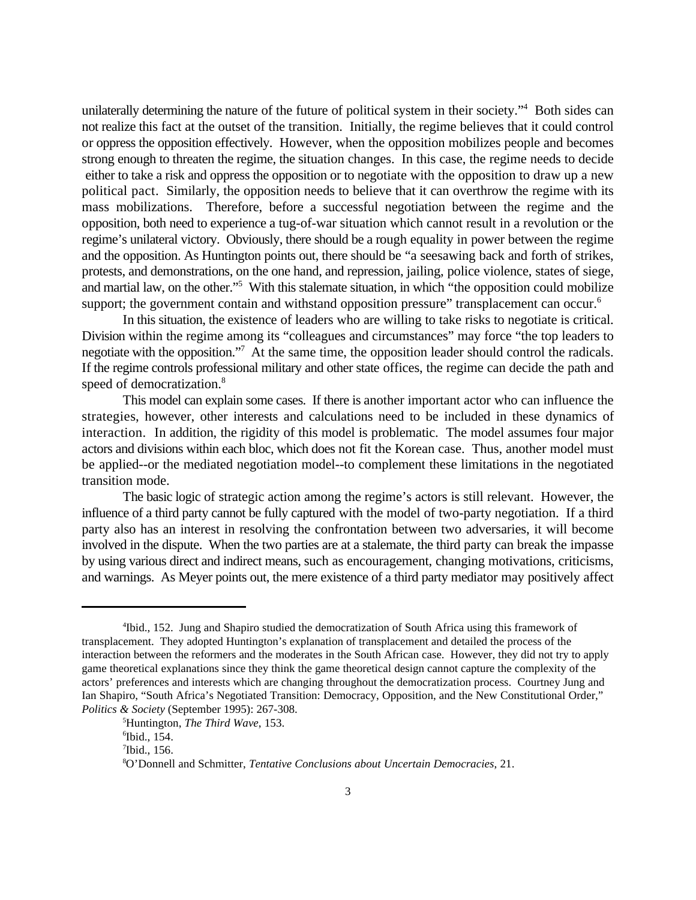unilaterally determining the nature of the future of political system in their society."[4] Both sides can not realize this fact at the outset of the transition. Initially, the regime believes that it could control or oppress the opposition effectively. However, when the opposition mobilizes people and becomes strong enough to threaten the regime, the situation changes. In this case, the regime needs to decide either to take a risk and oppress the opposition or to negotiate with the opposition to draw up a new political pact. Similarly, the opposition needs to believe that it can overthrow the regime with its mass mobilizations. Therefore, before a successful negotiation between the regime and the opposition, both need to experience a tug-of-war situation which cannot result in a revolution or the regime's unilateral victory. Obviously, there should be a rough equality in power between the regime and the opposition. As Huntington points out, there should be "a seesawing back and forth of strikes, protests, and demonstrations, on the one hand, and repression, jailing, police violence, states of siege, and martial law, on the other."[5] With this stalemate situation, in which "the opposition could mobilize support; the government contain and withstand opposition pressure" transplacement can occur.[6]

In this situation, the existence of leaders who are willing to take risks to negotiate is critical. Division within the regime among its "colleagues and circumstances" may force "the top leaders to negotiate with the opposition."[7] At the same time, the opposition leader should control the radicals. If the regime controls professional military and other state offices, the regime can decide the path and speed of democratization.[8]

This model can explain some cases. If there is another important actor who can influence the strategies, however, other interests and calculations need to be included in these dynamics of interaction. In addition, the rigidity of this model is problematic. The model assumes four major actors and divisions within each bloc, which does not fit the Korean case. Thus, another model must be applied--or the mediated negotiation model--to complement these limitations in the negotiated transition mode.

The basic logic of strategic action among the regime's actors is still relevant. However, the influence of a third party cannot be fully captured with the model of two-party negotiation. If a third party also has an interest in resolving the confrontation between two adversaries, it will become involved in the dispute. When the two parties are at a stalemate, the third party can break the impasse by using various direct and indirect means, such as encouragement, changing motivations, criticisms, and warnings. As Meyer points out, the mere existence of a third party mediator may positively affect

---

[4] Ibid., 152. Jung and Shapiro studied the democratization of South Africa using this framework of transplacement. They adopted Huntington's explanation of transplacement and detailed the process of the interaction between the reformers and the moderates in the South African case. However, they did not try to apply game theoretical explanations since they think the game theoretical design cannot capture the complexity of the actors' preferences and interests which are changing throughout the democratization process. Courtney Jung and Ian Shapiro, "South Africa's Negotiated Transition: Democracy, Opposition, and the New Constitutional Order," *Politics & Society* (September 1995): 267-308.

[5] Huntington, *The Third Wave*, 153.

[6] Ibid., 154.

[7] Ibid., 156.

[8] O'Donnell and Schmitter, *Tentative Conclusions about Uncertain Democracies*, 21.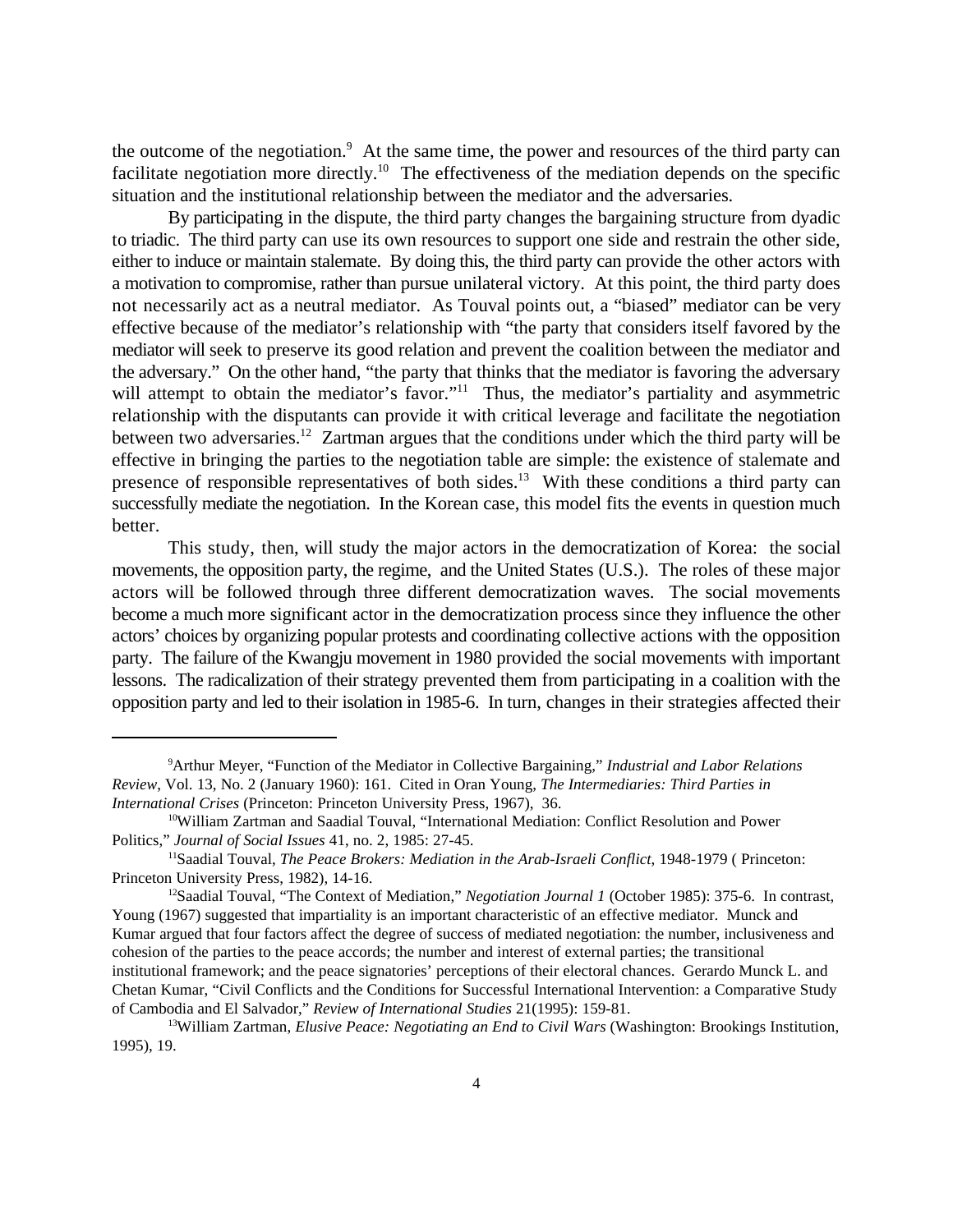the outcome of the negotiation.[9] At the same time, the power and resources of the third party can facilitate negotiation more directly.[10] The effectiveness of the mediation depends on the specific situation and the institutional relationship between the mediator and the adversaries.

By participating in the dispute, the third party changes the bargaining structure from dyadic to triadic. The third party can use its own resources to support one side and restrain the other side, either to induce or maintain stalemate. By doing this, the third party can provide the other actors with a motivation to compromise, rather than pursue unilateral victory. At this point, the third party does not necessarily act as a neutral mediator. As Touval points out, a "biased" mediator can be very effective because of the mediator's relationship with "the party that considers itself favored by the mediator will seek to preserve its good relation and prevent the coalition between the mediator and the adversary." On the other hand, "the party that thinks that the mediator is favoring the adversary will attempt to obtain the mediator's favor."[11] Thus, the mediator's partiality and asymmetric relationship with the disputants can provide it with critical leverage and facilitate the negotiation between two adversaries.[12] Zartman argues that the conditions under which the third party will be effective in bringing the parties to the negotiation table are simple: the existence of stalemate and presence of responsible representatives of both sides.[13] With these conditions a third party can successfully mediate the negotiation. In the Korean case, this model fits the events in question much better.

This study, then, will study the major actors in the democratization of Korea: the social movements, the opposition party, the regime, and the United States (U.S.). The roles of these major actors will be followed through three different democratization waves. The social movements become a much more significant actor in the democratization process since they influence the other actors' choices by organizing popular protests and coordinating collective actions with the opposition party. The failure of the Kwangju movement in 1980 provided the social movements with important lessons. The radicalization of their strategy prevented them from participating in a coalition with the opposition party and led to their isolation in 1985-6. In turn, changes in their strategies affected their

---

[9]Arthur Meyer, "Function of the Mediator in Collective Bargaining," *Industrial and Labor Relations Review*, Vol. 13, No. 2 (January 1960): 161. Cited in Oran Young, *The Intermediaries: Third Parties in International Crises* (Princeton: Princeton University Press, 1967), 36.

[10]William Zartman and Saadial Touval, "International Mediation: Conflict Resolution and Power Politics," *Journal of Social Issues* 41, no. 2, 1985: 27-45.

[11]Saadial Touval, *The Peace Brokers: Mediation in the Arab-Israeli Conflict*, 1948-1979 ( Princeton: Princeton University Press, 1982), 14-16.

[12]Saadial Touval, "The Context of Mediation," *Negotiation Journal 1* (October 1985): 375-6. In contrast, Young (1967) suggested that impartiality is an important characteristic of an effective mediator. Munck and Kumar argued that four factors affect the degree of success of mediated negotiation: the number, inclusiveness and cohesion of the parties to the peace accords; the number and interest of external parties; the transitional institutional framework; and the peace signatories' perceptions of their electoral chances. Gerardo Munck L. and Chetan Kumar, "Civil Conflicts and the Conditions for Successful International Intervention: a Comparative Study of Cambodia and El Salvador," *Review of International Studies* 21(1995): 159-81.

[13]William Zartman, *Elusive Peace: Negotiating an End to Civil Wars* (Washington: Brookings Institution, 1995), 19.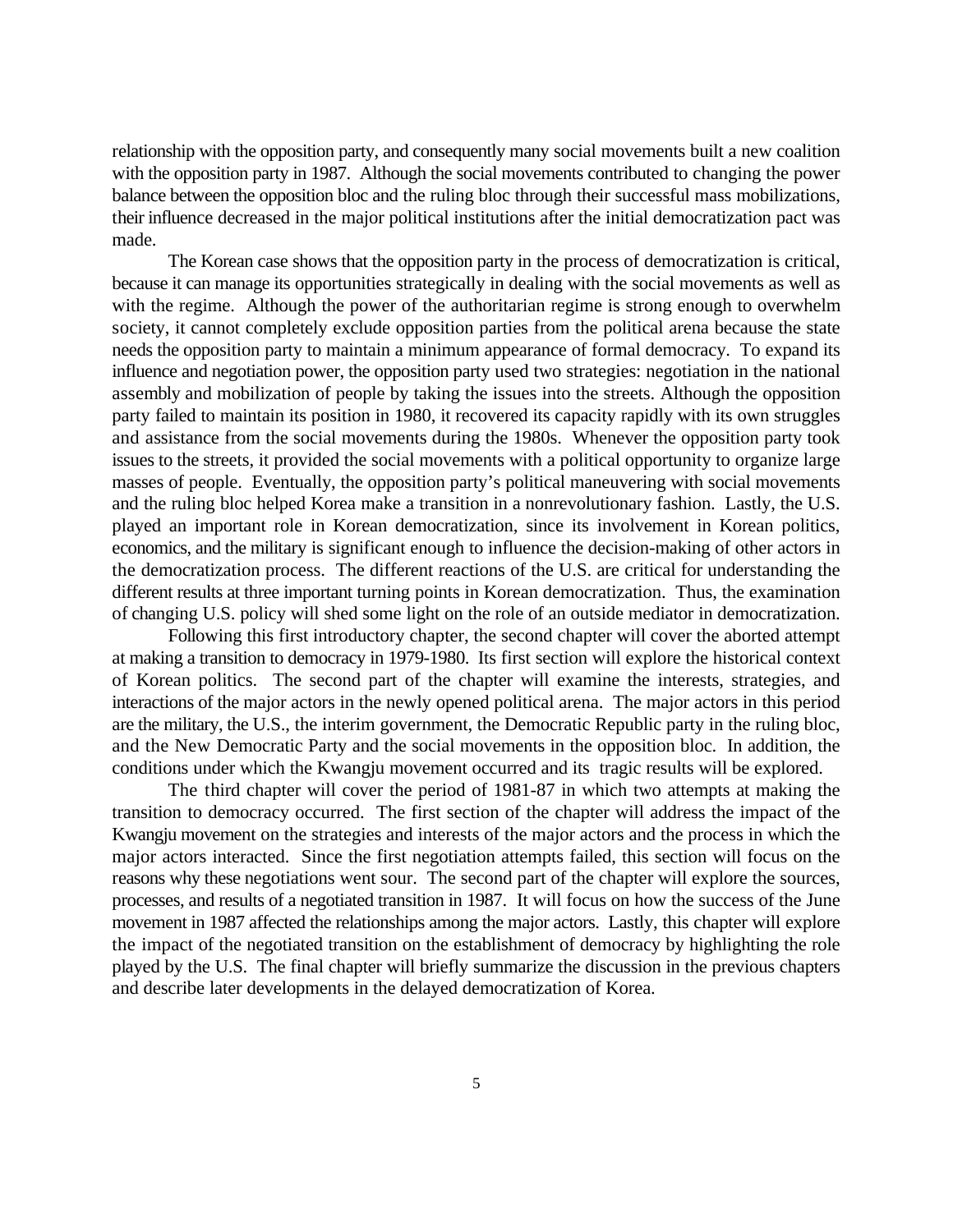relationship with the opposition party, and consequently many social movements built a new coalition with the opposition party in 1987. Although the social movements contributed to changing the power balance between the opposition bloc and the ruling bloc through their successful mass mobilizations, their influence decreased in the major political institutions after the initial democratization pact was made.

The Korean case shows that the opposition party in the process of democratization is critical, because it can manage its opportunities strategically in dealing with the social movements as well as with the regime. Although the power of the authoritarian regime is strong enough to overwhelm society, it cannot completely exclude opposition parties from the political arena because the state needs the opposition party to maintain a minimum appearance of formal democracy. To expand its influence and negotiation power, the opposition party used two strategies: negotiation in the national assembly and mobilization of people by taking the issues into the streets. Although the opposition party failed to maintain its position in 1980, it recovered its capacity rapidly with its own struggles and assistance from the social movements during the 1980s. Whenever the opposition party took issues to the streets, it provided the social movements with a political opportunity to organize large masses of people. Eventually, the opposition party's political maneuvering with social movements and the ruling bloc helped Korea make a transition in a nonrevolutionary fashion. Lastly, the U.S. played an important role in Korean democratization, since its involvement in Korean politics, economics, and the military is significant enough to influence the decision-making of other actors in the democratization process. The different reactions of the U.S. are critical for understanding the different results at three important turning points in Korean democratization. Thus, the examination of changing U.S. policy will shed some light on the role of an outside mediator in democratization.

Following this first introductory chapter, the second chapter will cover the aborted attempt at making a transition to democracy in 1979-1980. Its first section will explore the historical context of Korean politics. The second part of the chapter will examine the interests, strategies, and interactions of the major actors in the newly opened political arena. The major actors in this period are the military, the U.S., the interim government, the Democratic Republic party in the ruling bloc, and the New Democratic Party and the social movements in the opposition bloc. In addition, the conditions under which the Kwangju movement occurred and its tragic results will be explored.

The third chapter will cover the period of 1981-87 in which two attempts at making the transition to democracy occurred. The first section of the chapter will address the impact of the Kwangju movement on the strategies and interests of the major actors and the process in which the major actors interacted. Since the first negotiation attempts failed, this section will focus on the reasons why these negotiations went sour. The second part of the chapter will explore the sources, processes, and results of a negotiated transition in 1987. It will focus on how the success of the June movement in 1987 affected the relationships among the major actors. Lastly, this chapter will explore the impact of the negotiated transition on the establishment of democracy by highlighting the role played by the U.S. The final chapter will briefly summarize the discussion in the previous chapters and describe later developments in the delayed democratization of Korea.